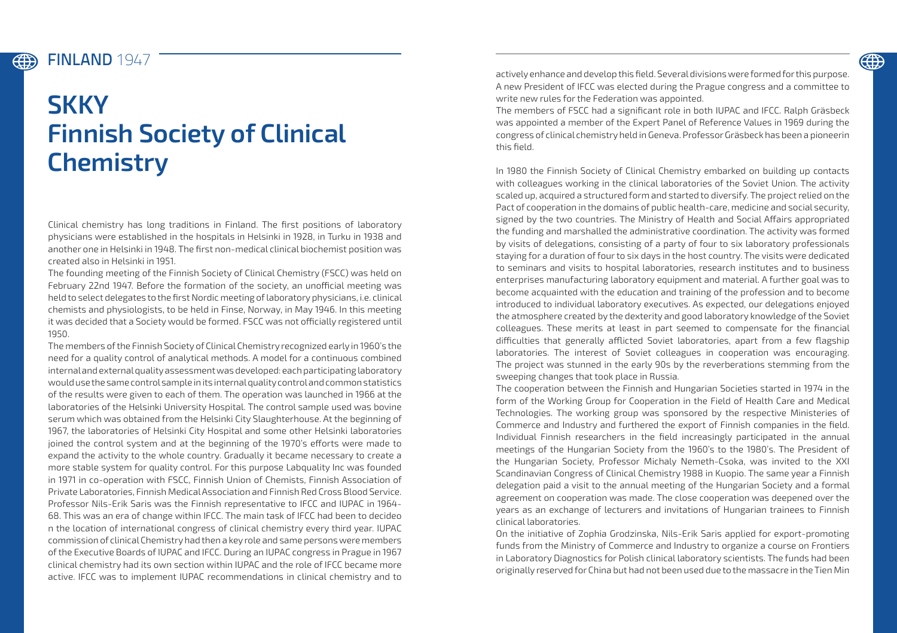# FINLAND 1947

# SKKY
# Finnish Society of Clinical Chemistry

Clinical chemistry has long traditions in Finland. The first positions of laboratory physicians were established in the hospitals in Helsinki in 1928, in Turku in 1938 and another one in Helsinki in 1948. The first non-medical clinical biochemist position was created also in Helsinki in 1951.

The founding meeting of the Finnish Society of Clinical Chemistry (FSCC) was held on February 22nd 1947. Before the formation of the society, an unofficial meeting was held to select delegates to the first Nordic meeting of laboratory physicians, i.e. clinical chemists and physiologists, to be held in Finse, Norway, in May 1946. In this meeting it was decided that a Society would be formed. FSCC was not officially registered until 1950.

The members of the Finnish Society of Clinical Chemistry recognized early in 1960's the need for a quality control of analytical methods. A model for a continuous combined internal and external quality assessment was developed: each participating laboratory would use the same control sample in its internal quality control and common statistics of the results were given to each of them. The operation was launched in 1966 at the laboratories of the Helsinki University Hospital. The control sample used was bovine serum which was obtained from the Helsinki City Slaughterhouse. At the beginning of 1967, the laboratories of Helsinki City Hospital and some other Helsinki laboratories joined the control system and at the beginning of the 1970's efforts were made to expand the activity to the whole country. Gradually it became necessary to create a more stable system for quality control. For this purpose Labquality Inc was founded in 1971 in co-operation with FSCC, Finnish Union of Chemists, Finnish Association of Private Laboratories, Finnish Medical Association and Finnish Red Cross Blood Service. Professor Nils-Erik Saris was the Finnish representative to IFCC and IUPAC in 1964-68. This was an era of change within IFCC. The main task of IFCC had been to decideo n the location of international congress of clinical chemistry every third year. IUPAC commission of clinical Chemistry had then a key role and same persons were members of the Executive Boards of IUPAC and IFCC. During an IUPAC congress in Prague in 1967 clinical chemistry had its own section within IUPAC and the role of IFCC became more active. IFCC was to implement IUPAC recommendations in clinical chemistry and to actively enhance and develop this field. Several divisions were formed for this purpose. A new President of IFCC was elected during the Prague congress and a committee to write new rules for the Federation was appointed.

The members of FSCC had a significant role in both IUPAC and IFCC. Ralph Gräsbeck was appointed a member of the Expert Panel of Reference Values in 1969 during the congress of clinical chemistry held in Geneva. Professor Gräsbeck has been a pioneerin this field.

In 1980 the Finnish Society of Clinical Chemistry embarked on building up contacts with colleagues working in the clinical laboratories of the Soviet Union. The activity scaled up, acquired a structured form and started to diversify. The project relied on the Pact of cooperation in the domains of public health-care, medicine and social security, signed by the two countries. The Ministry of Health and Social Affairs appropriated the funding and marshalled the administrative coordination. The activity was formed by visits of delegations, consisting of a party of four to six laboratory professionals staying for a duration of four to six days in the host country. The visits were dedicated to seminars and visits to hospital laboratories, research institutes and to business enterprises manufacturing laboratory equipment and material. A further goal was to become acquainted with the education and training of the profession and to become introduced to individual laboratory executives. As expected, our delegations enjoyed the atmosphere created by the dexterity and good laboratory knowledge of the Soviet colleagues. These merits at least in part seemed to compensate for the financial difficulties that generally afflicted Soviet laboratories, apart from a few flagship laboratories. The interest of Soviet colleagues in cooperation was encouraging. The project was stunned in the early 90s by the reverberations stemming from the sweeping changes that took place in Russia.

The cooperation between the Finnish and Hungarian Societies started in 1974 in the form of the Working Group for Cooperation in the Field of Health Care and Medical Technologies. The working group was sponsored by the respective Ministeries of Commerce and Industry and furthered the export of Finnish companies in the field. Individual Finnish researchers in the field increasingly participated in the annual meetings of the Hungarian Society from the 1960's to the 1980's. The President of the Hungarian Society, Professor Michaly Nemeth-Csoka, was invited to the XXI Scandinavian Congress of Clinical Chemistry 1988 in Kuopio. The same year a Finnish delegation paid a visit to the annual meeting of the Hungarian Society and a formal agreement on cooperation was made. The close cooperation was deepened over the years as an exchange of lecturers and invitations of Hungarian trainees to Finnish clinical laboratories.

On the initiative of Zophia Grodzinska, Nils-Erik Saris applied for export-promoting funds from the Ministry of Commerce and Industry to organize a course on Frontiers in Laboratory Diagnostics for Polish clinical laboratory scientists. The funds had been originally reserved for China but had not been used due to the massacre in the Tien Min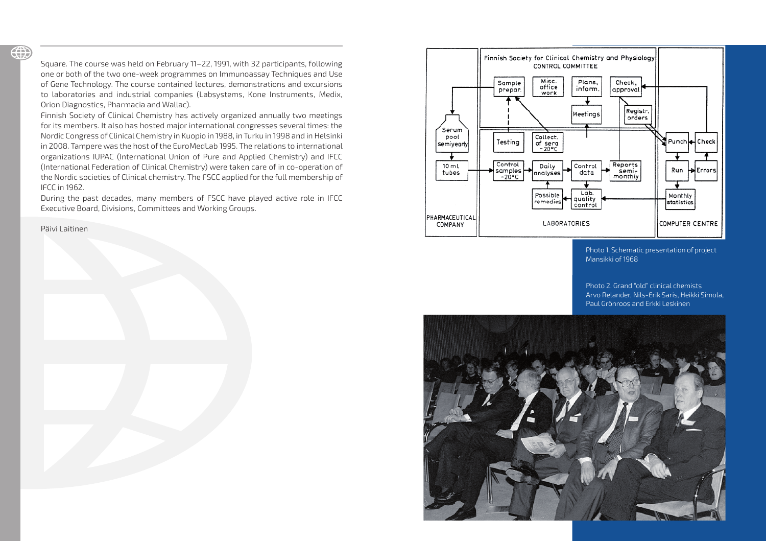Square. The course was held on February 11–22, 1991, with 32 participants, following one or both of the two one-week programmes on Immunoassay Techniques and Use of Gene Technology. The course contained lectures, demonstrations and excursions to laboratories and industrial companies (Labsystems, Kone Instruments, Medix, Orion Diagnostics, Pharmacia and Wallac).

Finnish Society of Clinical Chemistry has actively organized annually two meetings for its members. It also has hosted major international congresses several times: the Nordic Congress of Clinical Chemistry in Kuopio in 1988, in Turku in 1998 and in Helsinki in 2008. Tampere was the host of the EuroMedLab 1995. The relations to international organizations IUPAC (International Union of Pure and Applied Chemistry) and IFCC (International Federation of Clinical Chemistry) were taken care of in co-operation of the Nordic societies of Clinical chemistry. The FSCC applied for the full membership of IFCC in 1962.

During the past decades, many members of FSCC have played active role in IFCC Executive Board, Divisions, Committees and Working Groups.

Päivi Laitinen

Finnish Society for Clinical Chemistry and Physiology
CONTROL COMMITTEE
Sample prepar.
Misc. office work
Plans, inform.
Check, approval
Meetings
Registr. orders
Serum pool semiyearly
Testing
Collect. of sera −20°C
Punch
Check
10 ml tubes
Control samples −20°C
Daily analyses
Control data
Reports semi-monthly
Run
Errors
Possible remedies
Lab. quality control
Monthly statistics
PHARMACEUTICAL COMPANY
LABORATORIES
COMPUTER CENTRE

Photo 1. Schematic presentation of project Mansikki of 1968

Photo 2. Grand "old" clinical chemists Arvo Relander, Nils-Erik Saris, Heikki Simola, Paul Grönroos and Erkki Leskinen